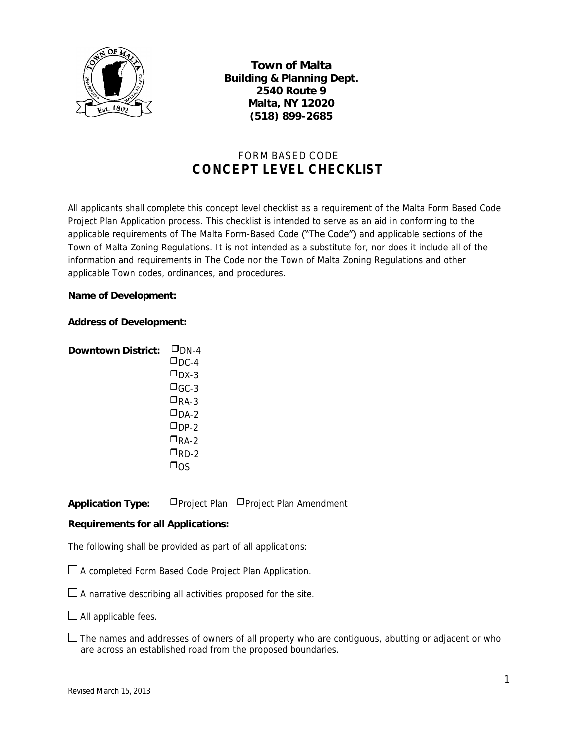**Town of Malta**
**Building & Planning Dept.**
**2540 Route 9**
**Malta, NY 12020**
**(518) 899-2685**

# FORM BASED CODE
# CONCEPT LEVEL CHECKLIST

All applicants shall complete this concept level checklist as a requirement of the Malta Form Based Code Project Plan Application process. This checklist is intended to serve as an aid in conforming to the applicable requirements of The Malta Form-Based Code ("The Code") and applicable sections of the Town of Malta Zoning Regulations. It is not intended as a substitute for, nor does it include all of the information and requirements in The Code nor the Town of Malta Zoning Regulations and other applicable Town codes, ordinances, and procedures.

**Name of Development:**

**Address of Development:**

**Downtown District:**
- ☐ DN-4
- ☐ DC-4
- ☐ DX-3
- ☐ GC-3
- ☐ RA-3
- ☐ DA-2
- ☐ DP-2
- ☐ RA-2
- ☐ RD-2
- ☐ OS

**Application Type:** ☐ Project Plan ☐ Project Plan Amendment

**Requirements for all Applications:**

The following shall be provided as part of all applications:

☐ A completed Form Based Code Project Plan Application.

☐ A narrative describing all activities proposed for the site.

☐ All applicable fees.

☐ The names and addresses of owners of all property who are contiguous, abutting or adjacent or who are across an established road from the proposed boundaries.

Revised March 15, 2013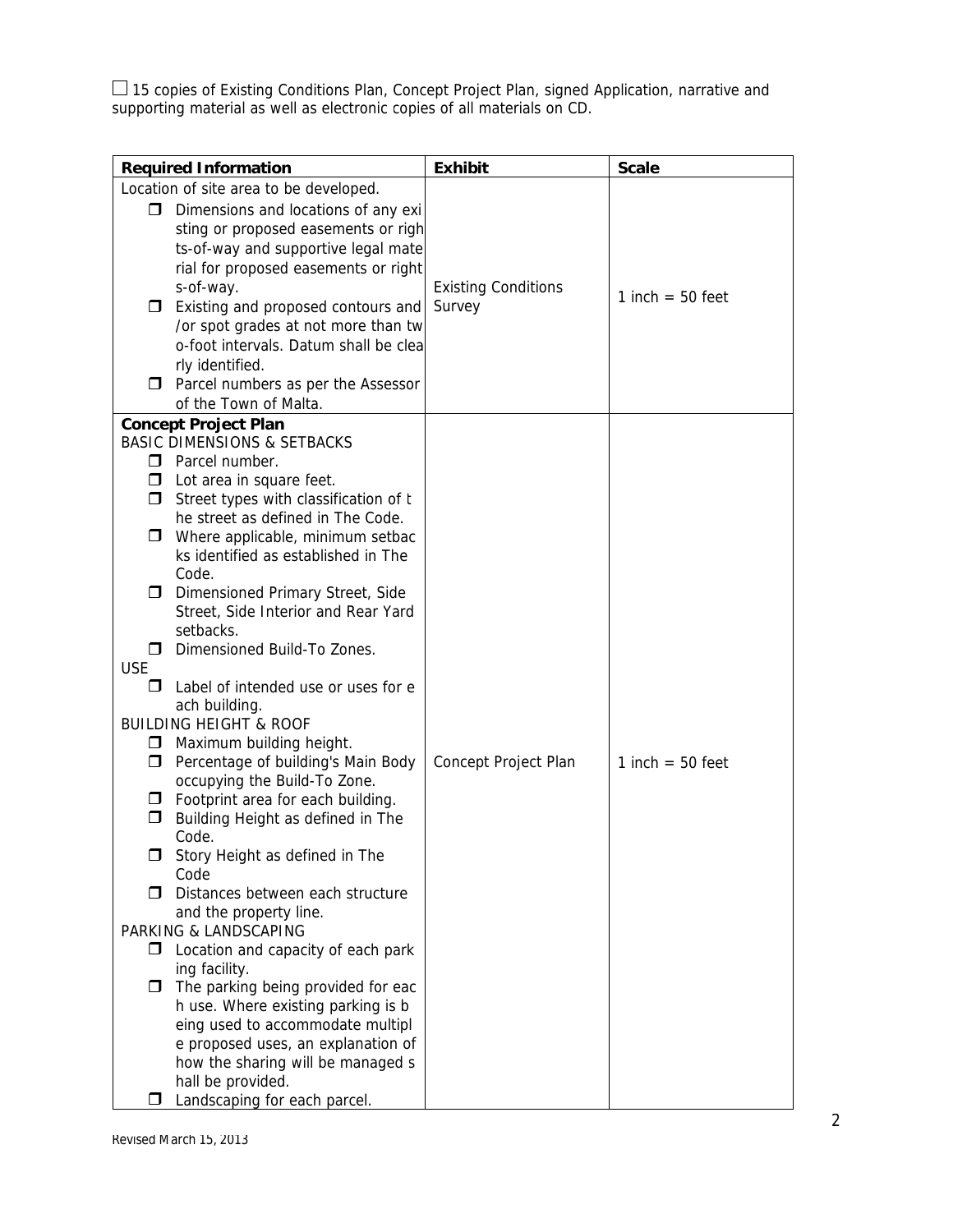☐ 15 copies of Existing Conditions Plan, Concept Project Plan, signed Application, narrative and supporting material as well as electronic copies of all materials on CD.

| Required Information | Exhibit | Scale |
|---|---|---|
| Location of site area to be developed.<br>☐ Dimensions and locations of any existing or proposed easements or rights-of-way and supportive legal material for proposed easements or rights-of-way.<br>☐ Existing and proposed contours and/or spot grades at not more than two-foot intervals. Datum shall be clearly identified.<br>☐ Parcel numbers as per the Assessor of the Town of Malta. | Existing Conditions Survey | 1 inch = 50 feet |
| **Concept Project Plan**<br>BASIC DIMENSIONS & SETBACKS<br>☐ Parcel number.<br>☐ Lot area in square feet.<br>☐ Street types with classification of the street as defined in The Code.<br>☐ Where applicable, minimum setbacks identified as established in The Code.<br>☐ Dimensioned Primary Street, Side Street, Side Interior and Rear Yard setbacks.<br>☐ Dimensioned Build-To Zones.<br>USE<br>☐ Label of intended use or uses for each building.<br>BUILDING HEIGHT & ROOF<br>☐ Maximum building height.<br>☐ Percentage of building's Main Body occupying the Build-To Zone.<br>☐ Footprint area for each building.<br>☐ Building Height as defined in The Code.<br>☐ Story Height as defined in The Code<br>☐ Distances between each structure and the property line.<br>PARKING & LANDSCAPING<br>☐ Location and capacity of each parking facility.<br>☐ The parking being provided for each use. Where existing parking is being used to accommodate multiple proposed uses, an explanation of how the sharing will be managed shall be provided.<br>☐ Landscaping for each parcel. | Concept Project Plan | 1 inch = 50 feet |

Revised March 15, 2013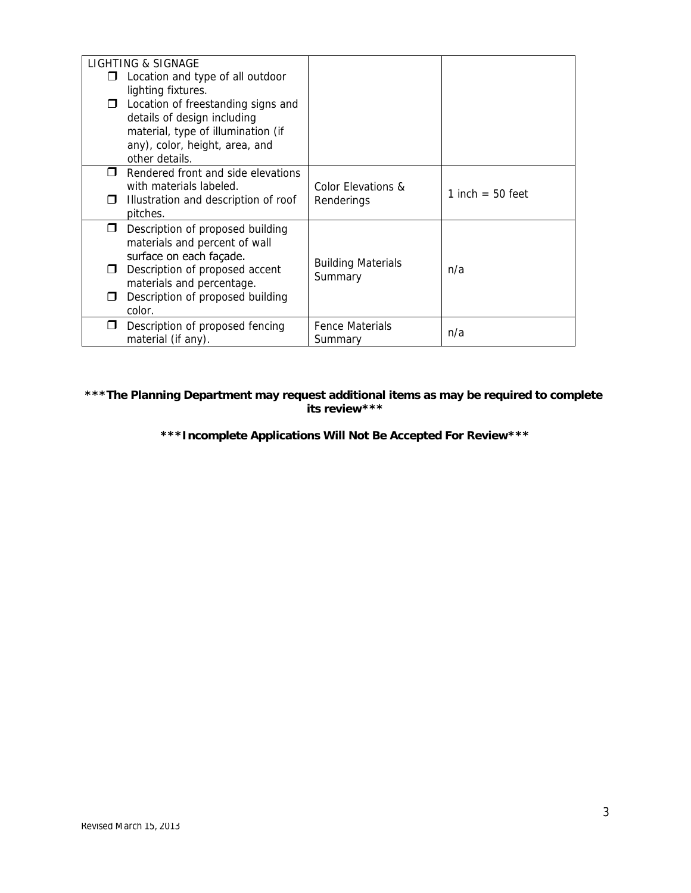| | | |
|---|---|---|
| LIGHTING & SIGNAGE<br>❒ Location and type of all outdoor lighting fixtures.<br>❒ Location of freestanding signs and details of design including material, type of illumination (if any), color, height, area, and other details. | | |
| ❒ Rendered front and side elevations with materials labeled.<br>❒ Illustration and description of roof pitches. | Color Elevations & Renderings | 1 inch = 50 feet |
| ❒ Description of proposed building materials and percent of wall surface on each façade.<br>❒ Description of proposed accent materials and percentage.<br>❒ Description of proposed building color. | Building Materials Summary | n/a |
| ❒ Description of proposed fencing material (if any). | Fence Materials Summary | n/a |

**\*\*\*The Planning Department may request additional items as may be required to complete its review\*\*\***

**\*\*\*Incomplete Applications Will Not Be Accepted For Review\*\*\***

Revised March 15, 2013